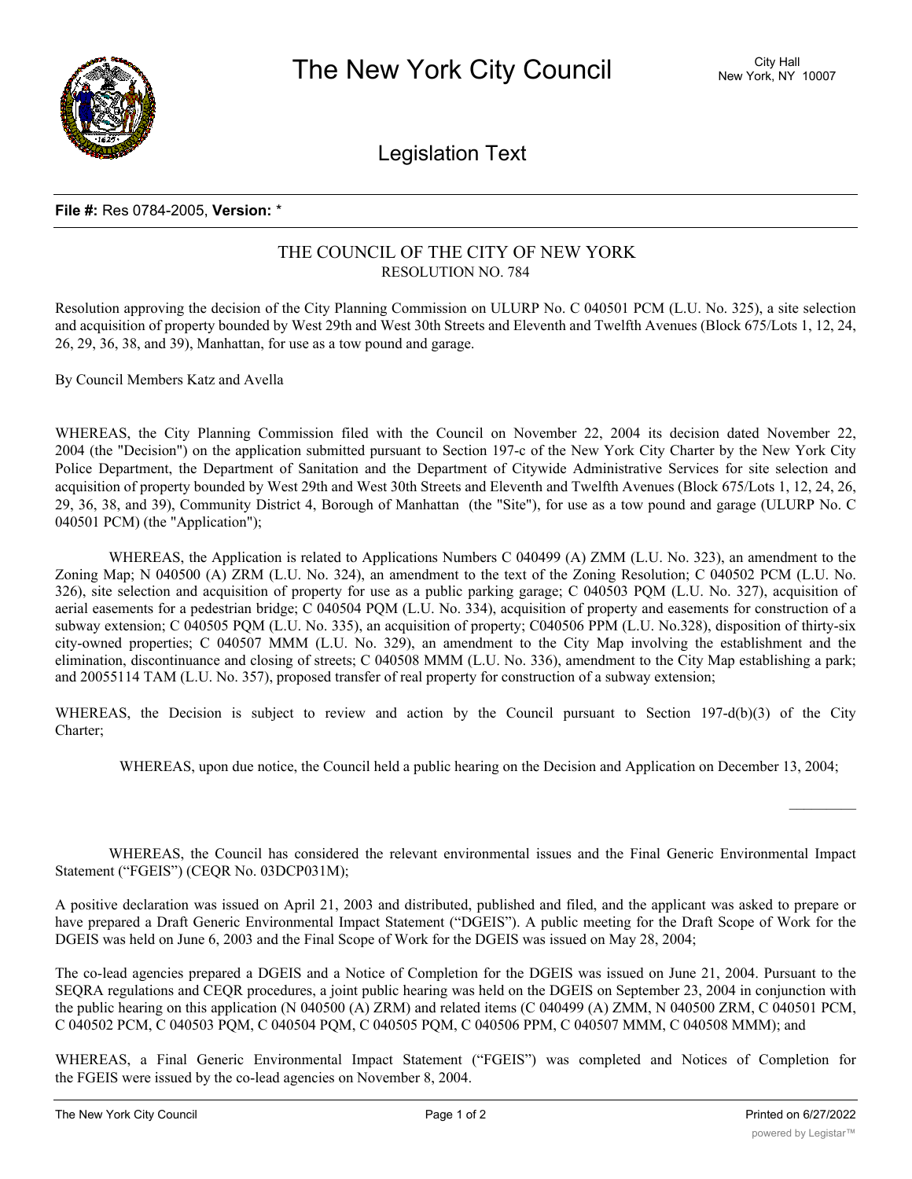**File #:** Res 0784-2005, **Version:** *

THE COUNCIL OF THE CITY OF NEW YORK
RESOLUTION NO. 784

Resolution approving the decision of the City Planning Commission on ULURP No. C 040501 PCM (L.U. No. 325), a site selection and acquisition of property bounded by West 29th and West 30th Streets and Eleventh and Twelfth Avenues (Block 675/Lots 1, 12, 24, 26, 29, 36, 38, and 39), Manhattan, for use as a tow pound and garage.

By Council Members Katz and Avella

WHEREAS, the City Planning Commission filed with the Council on November 22, 2004 its decision dated November 22, 2004 (the "Decision") on the application submitted pursuant to Section 197-c of the New York City Charter by the New York City Police Department, the Department of Sanitation and the Department of Citywide Administrative Services for site selection and acquisition of property bounded by West 29th and West 30th Streets and Eleventh and Twelfth Avenues (Block 675/Lots 1, 12, 24, 26, 29, 36, 38, and 39), Community District 4, Borough of Manhattan (the "Site"), for use as a tow pound and garage (ULURP No. C 040501 PCM) (the "Application");

WHEREAS, the Application is related to Applications Numbers C 040499 (A) ZMM (L.U. No. 323), an amendment to the Zoning Map; N 040500 (A) ZRM (L.U. No. 324), an amendment to the text of the Zoning Resolution; C 040502 PCM (L.U. No. 326), site selection and acquisition of property for use as a public parking garage; C 040503 PQM (L.U. No. 327), acquisition of aerial easements for a pedestrian bridge; C 040504 PQM (L.U. No. 334), acquisition of property and easements for construction of a subway extension; C 040505 PQM (L.U. No. 335), an acquisition of property; C040506 PPM (L.U. No.328), disposition of thirty-six city-owned properties; C 040507 MMM (L.U. No. 329), an amendment to the City Map involving the establishment and the elimination, discontinuance and closing of streets; C 040508 MMM (L.U. No. 336), amendment to the City Map establishing a park; and 20055114 TAM (L.U. No. 357), proposed transfer of real property for construction of a subway extension;

WHEREAS, the Decision is subject to review and action by the Council pursuant to Section 197-d(b)(3) of the City Charter;

WHEREAS, upon due notice, the Council held a public hearing on the Decision and Application on December 13, 2004;

WHEREAS, the Council has considered the relevant environmental issues and the Final Generic Environmental Impact Statement ("FGEIS") (CEQR No. 03DCP031M);

A positive declaration was issued on April 21, 2003 and distributed, published and filed, and the applicant was asked to prepare or have prepared a Draft Generic Environmental Impact Statement ("DGEIS"). A public meeting for the Draft Scope of Work for the DGEIS was held on June 6, 2003 and the Final Scope of Work for the DGEIS was issued on May 28, 2004;

The co-lead agencies prepared a DGEIS and a Notice of Completion for the DGEIS was issued on June 21, 2004. Pursuant to the SEQRA regulations and CEQR procedures, a joint public hearing was held on the DGEIS on September 23, 2004 in conjunction with the public hearing on this application (N 040500 (A) ZRM) and related items (C 040499 (A) ZMM, N 040500 ZRM, C 040501 PCM, C 040502 PCM, C 040503 PQM, C 040504 PQM, C 040505 PQM, C 040506 PPM, C 040507 MMM, C 040508 MMM); and

WHEREAS, a Final Generic Environmental Impact Statement ("FGEIS") was completed and Notices of Completion for the FGEIS were issued by the co-lead agencies on November 8, 2004.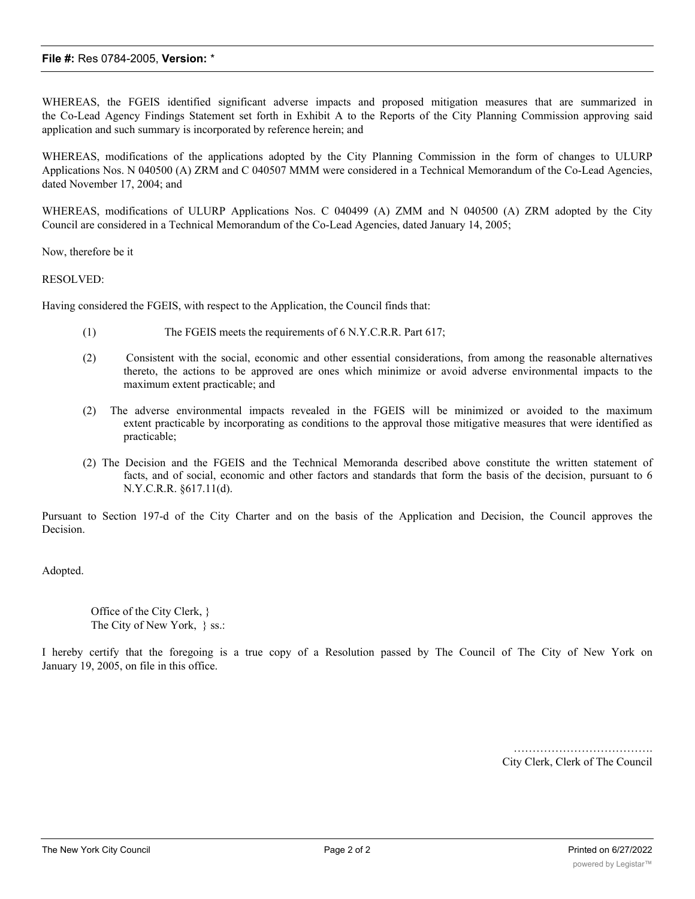WHEREAS, the FGEIS identified significant adverse impacts and proposed mitigation measures that are summarized in the Co-Lead Agency Findings Statement set forth in Exhibit A to the Reports of the City Planning Commission approving said application and such summary is incorporated by reference herein; and

WHEREAS, modifications of the applications adopted by the City Planning Commission in the form of changes to ULURP Applications Nos. N 040500 (A) ZRM and C 040507 MMM were considered in a Technical Memorandum of the Co-Lead Agencies, dated November 17, 2004; and

WHEREAS, modifications of ULURP Applications Nos. C 040499 (A) ZMM and N 040500 (A) ZRM adopted by the City Council are considered in a Technical Memorandum of the Co-Lead Agencies, dated January 14, 2005;

Now, therefore be it

RESOLVED:

Having considered the FGEIS, with respect to the Application, the Council finds that:

(1) The FGEIS meets the requirements of 6 N.Y.C.R.R. Part 617;

(2) Consistent with the social, economic and other essential considerations, from among the reasonable alternatives thereto, the actions to be approved are ones which minimize or avoid adverse environmental impacts to the maximum extent practicable; and

(2) The adverse environmental impacts revealed in the FGEIS will be minimized or avoided to the maximum extent practicable by incorporating as conditions to the approval those mitigative measures that were identified as practicable;

(2) The Decision and the FGEIS and the Technical Memoranda described above constitute the written statement of facts, and of social, economic and other factors and standards that form the basis of the decision, pursuant to 6 N.Y.C.R.R. §617.11(d).

Pursuant to Section 197-d of the City Charter and on the basis of the Application and Decision, the Council approves the Decision.

Adopted.

Office of the City Clerk, }
The City of New York, } ss.:

I hereby certify that the foregoing is a true copy of a Resolution passed by The Council of The City of New York on January 19, 2005, on file in this office.

……………………………….
City Clerk, Clerk of The Council